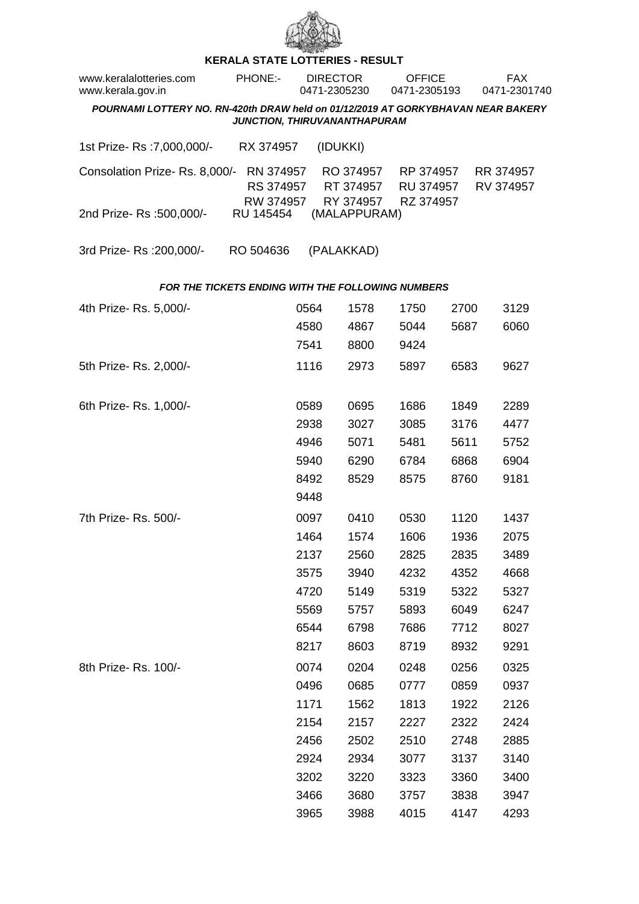# KERALA STATE LOTTERIES - RESULT

www.keralalotteries.com PHONE:- DIRECTOR 0471-2305230 OFFICE 0471-2305193 FAX 0471-2301740
www.kerala.gov.in

***POURNAMI LOTTERY NO. RN-420th DRAW held on 01/12/2019 AT GORKYBHAVAN NEAR BAKERY JUNCTION, THIRUVANANTHAPURAM***

1st Prize- Rs :7,000,000/- RX 374957 (IDUKKI)

Consolation Prize- Rs. 8,000/- RN 374957 RO 374957 RP 374957 RR 374957 RS 374957 RT 374957 RU 374957 RV 374957 RW 374957 RY 374957 RZ 374957

2nd Prize- Rs :500,000/- RU 145454 (MALAPPURAM)

3rd Prize- Rs :200,000/- RO 504636 (PALAKKAD)

***FOR THE TICKETS ENDING WITH THE FOLLOWING NUMBERS***

4th Prize- Rs. 5,000/-

0564 1578 1750 2700 3129
4580 4867 5044 5687 6060
7541 8800 9424

5th Prize- Rs. 2,000/-

1116 2973 5897 6583 9627

6th Prize- Rs. 1,000/-

0589 0695 1686 1849 2289
2938 3027 3085 3176 4477
4946 5071 5481 5611 5752
5940 6290 6784 6868 6904
8492 8529 8575 8760 9181
9448

7th Prize- Rs. 500/-

0097 0410 0530 1120 1437
1464 1574 1606 1936 2075
2137 2560 2825 2835 3489
3575 3940 4232 4352 4668
4720 5149 5319 5322 5327
5569 5757 5893 6049 6247
6544 6798 7686 7712 8027
8217 8603 8719 8932 9291

8th Prize- Rs. 100/-

0074 0204 0248 0256 0325
0496 0685 0777 0859 0937
1171 1562 1813 1922 2126
2154 2157 2227 2322 2424
2456 2502 2510 2748 2885
2924 2934 3077 3137 3140
3202 3220 3323 3360 3400
3466 3680 3757 3838 3947
3965 3988 4015 4147 4293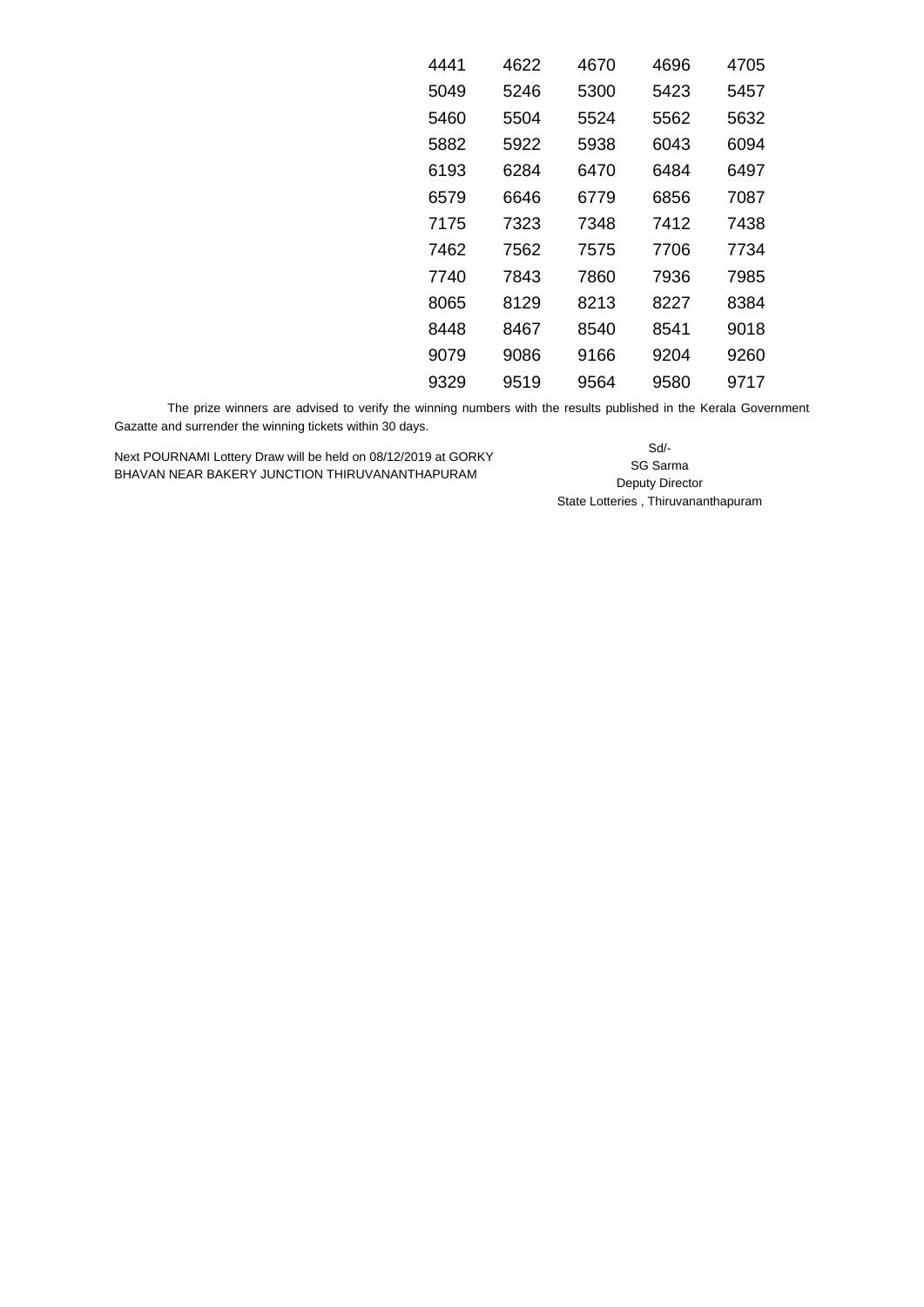| | | | | |
|---|---|---|---|---|
| 4441 | 4622 | 4670 | 4696 | 4705 |
| 5049 | 5246 | 5300 | 5423 | 5457 |
| 5460 | 5504 | 5524 | 5562 | 5632 |
| 5882 | 5922 | 5938 | 6043 | 6094 |
| 6193 | 6284 | 6470 | 6484 | 6497 |
| 6579 | 6646 | 6779 | 6856 | 7087 |
| 7175 | 7323 | 7348 | 7412 | 7438 |
| 7462 | 7562 | 7575 | 7706 | 7734 |
| 7740 | 7843 | 7860 | 7936 | 7985 |
| 8065 | 8129 | 8213 | 8227 | 8384 |
| 8448 | 8467 | 8540 | 8541 | 9018 |
| 9079 | 9086 | 9166 | 9204 | 9260 |
| 9329 | 9519 | 9564 | 9580 | 9717 |

The prize winners are advised to verify the winning numbers with the results published in the Kerala Government Gazatte and surrender the winning tickets within 30 days.

Next POURNAMI Lottery Draw will be held on 08/12/2019 at GORKY BHAVAN NEAR BAKERY JUNCTION THIRUVANANTHAPURAM

Sd/-
SG Sarma
Deputy Director
State Lotteries , Thiruvananthapuram